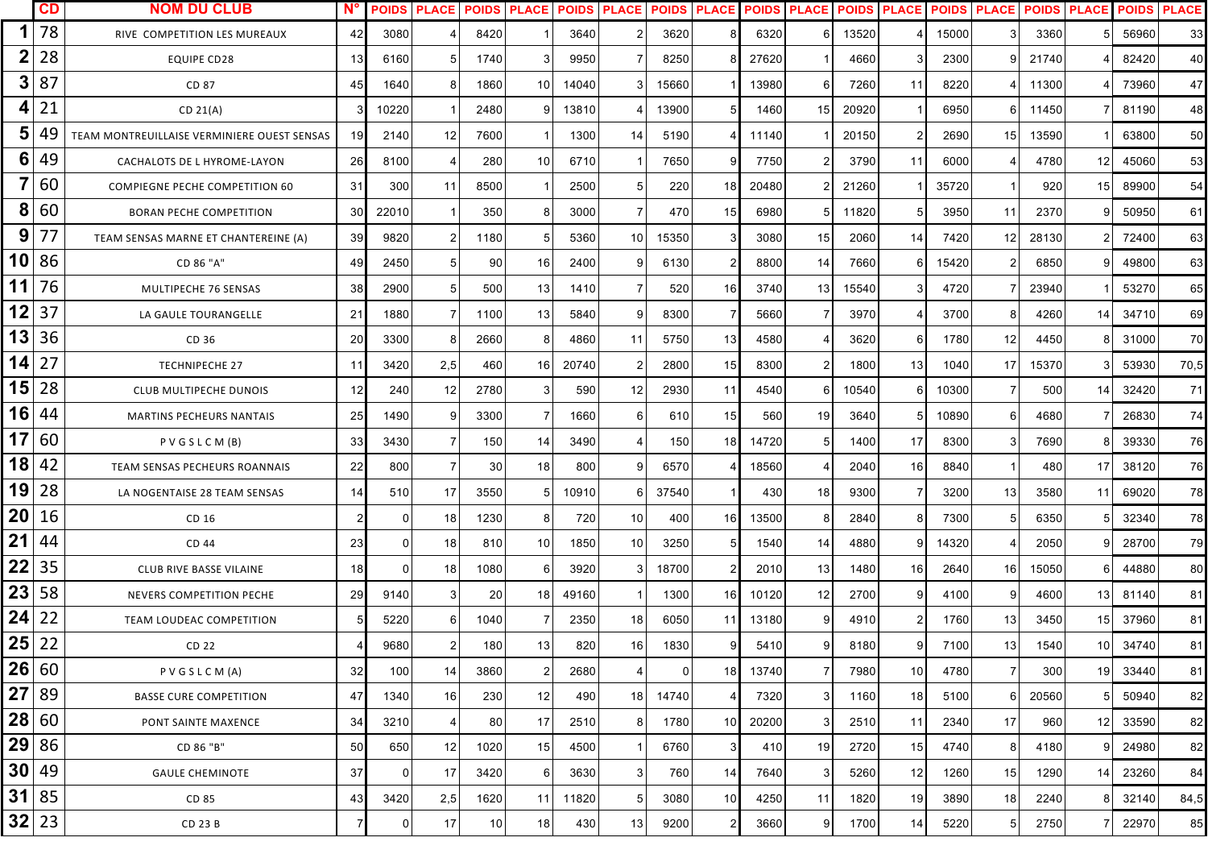| | CD | NOM DU CLUB | N° | POIDS | PLACE | POIDS | PLACE | POIDS | PLACE | POIDS | PLACE | POIDS | PLACE | POIDS | PLACE | POIDS | PLACE | POIDS | PLACE | POIDS | PLACE |
|---|---|---|---|---|---|---|---|---|---|---|---|---|---|---|---|---|---|---|---|---|---|
| 1 | 78 | RIVE COMPETITION LES MUREAUX | 42 | 3080 | 4 | 8420 | 1 | 3640 | 2 | 3620 | 8 | 6320 | 6 | 13520 | 4 | 15000 | 3 | 3360 | 5 | 56960 | 33 |
| 2 | 28 | EQUIPE CD28 | 13 | 6160 | 5 | 1740 | 3 | 9950 | 7 | 8250 | 8 | 27620 | 1 | 4660 | 3 | 2300 | 9 | 21740 | 4 | 82420 | 40 |
| 3 | 87 | CD 87 | 45 | 1640 | 8 | 1860 | 10 | 14040 | 3 | 15660 | 1 | 13980 | 6 | 7260 | 11 | 8220 | 4 | 11300 | 4 | 73960 | 47 |
| 4 | 21 | CD 21(A) | 3 | 10220 | 1 | 2480 | 9 | 13810 | 4 | 13900 | 5 | 1460 | 15 | 20920 | 1 | 6950 | 6 | 11450 | 7 | 81190 | 48 |
| 5 | 49 | TEAM MONTREUILLAISE VERMINIERE OUEST SENSAS | 19 | 2140 | 12 | 7600 | 1 | 1300 | 14 | 5190 | 4 | 11140 | 1 | 20150 | 2 | 2690 | 15 | 13590 | 1 | 63800 | 50 |
| 6 | 49 | CACHALOTS DE L HYROME-LAYON | 26 | 8100 | 4 | 280 | 10 | 6710 | 1 | 7650 | 9 | 7750 | 2 | 3790 | 11 | 6000 | 4 | 4780 | 12 | 45060 | 53 |
| 7 | 60 | COMPIEGNE PECHE COMPETITION 60 | 31 | 300 | 11 | 8500 | 1 | 2500 | 5 | 220 | 18 | 20480 | 2 | 21260 | 1 | 35720 | 1 | 920 | 15 | 89900 | 54 |
| 8 | 60 | BORAN PECHE COMPETITION | 30 | 22010 | 1 | 350 | 8 | 3000 | 7 | 470 | 15 | 6980 | 5 | 11820 | 5 | 3950 | 11 | 2370 | 9 | 50950 | 61 |
| 9 | 77 | TEAM SENSAS MARNE ET CHANTEREINE (A) | 39 | 9820 | 2 | 1180 | 5 | 5360 | 10 | 15350 | 3 | 3080 | 15 | 2060 | 14 | 7420 | 12 | 28130 | 2 | 72400 | 63 |
| 10 | 86 | CD 86 "A" | 49 | 2450 | 5 | 90 | 16 | 2400 | 9 | 6130 | 2 | 8800 | 14 | 7660 | 6 | 15420 | 2 | 6850 | 9 | 49800 | 63 |
| 11 | 76 | MULTIPECHE 76 SENSAS | 38 | 2900 | 5 | 500 | 13 | 1410 | 7 | 520 | 16 | 3740 | 13 | 15540 | 3 | 4720 | 7 | 23940 | 1 | 53270 | 65 |
| 12 | 37 | LA GAULE TOURANGELLE | 21 | 1880 | 7 | 1100 | 13 | 5840 | 9 | 8300 | 7 | 5660 | 7 | 3970 | 4 | 3700 | 8 | 4260 | 14 | 34710 | 69 |
| 13 | 36 | CD 36 | 20 | 3300 | 8 | 2660 | 8 | 4860 | 11 | 5750 | 13 | 4580 | 4 | 3620 | 6 | 1780 | 12 | 4450 | 8 | 31000 | 70 |
| 14 | 27 | TECHNIPECHE 27 | 11 | 3420 | 2,5 | 460 | 16 | 20740 | 2 | 2800 | 15 | 8300 | 2 | 1800 | 13 | 1040 | 17 | 15370 | 3 | 53930 | 70,5 |
| 15 | 28 | CLUB MULTIPECHE DUNOIS | 12 | 240 | 12 | 2780 | 3 | 590 | 12 | 2930 | 11 | 4540 | 6 | 10540 | 6 | 10300 | 7 | 500 | 14 | 32420 | 71 |
| 16 | 44 | MARTINS PECHEURS NANTAIS | 25 | 1490 | 9 | 3300 | 7 | 1660 | 6 | 610 | 15 | 560 | 19 | 3640 | 5 | 10890 | 6 | 4680 | 7 | 26830 | 74 |
| 17 | 60 | P V G S L C M (B) | 33 | 3430 | 7 | 150 | 14 | 3490 | 4 | 150 | 18 | 14720 | 5 | 1400 | 17 | 8300 | 3 | 7690 | 8 | 39330 | 76 |
| 18 | 42 | TEAM SENSAS PECHEURS ROANNAIS | 22 | 800 | 7 | 30 | 18 | 800 | 9 | 6570 | 4 | 18560 | 4 | 2040 | 16 | 8840 | 1 | 480 | 17 | 38120 | 76 |
| 19 | 28 | LA NOGENTAISE 28 TEAM SENSAS | 14 | 510 | 17 | 3550 | 5 | 10910 | 6 | 37540 | 1 | 430 | 18 | 9300 | 7 | 3200 | 13 | 3580 | 11 | 69020 | 78 |
| 20 | 16 | CD 16 | 2 | 0 | 18 | 1230 | 8 | 720 | 10 | 400 | 16 | 13500 | 8 | 2840 | 8 | 7300 | 5 | 6350 | 5 | 32340 | 78 |
| 21 | 44 | CD 44 | 23 | 0 | 18 | 810 | 10 | 1850 | 10 | 3250 | 5 | 1540 | 14 | 4880 | 9 | 14320 | 4 | 2050 | 9 | 28700 | 79 |
| 22 | 35 | CLUB RIVE BASSE VILAINE | 18 | 0 | 18 | 1080 | 6 | 3920 | 3 | 18700 | 2 | 2010 | 13 | 1480 | 16 | 2640 | 16 | 15050 | 6 | 44880 | 80 |
| 23 | 58 | NEVERS COMPETITION PECHE | 29 | 9140 | 3 | 20 | 18 | 49160 | 1 | 1300 | 16 | 10120 | 12 | 2700 | 9 | 4100 | 9 | 4600 | 13 | 81140 | 81 |
| 24 | 22 | TEAM LOUDEAC COMPETITION | 5 | 5220 | 6 | 1040 | 7 | 2350 | 18 | 6050 | 11 | 13180 | 9 | 4910 | 2 | 1760 | 13 | 3450 | 15 | 37960 | 81 |
| 25 | 22 | CD 22 | 4 | 9680 | 2 | 180 | 13 | 820 | 16 | 1830 | 9 | 5410 | 9 | 8180 | 9 | 7100 | 13 | 1540 | 10 | 34740 | 81 |
| 26 | 60 | P V G S L C M (A) | 32 | 100 | 14 | 3860 | 2 | 2680 | 4 | 0 | 18 | 13740 | 7 | 7980 | 10 | 4780 | 7 | 300 | 19 | 33440 | 81 |
| 27 | 89 | BASSE CURE COMPETITION | 47 | 1340 | 16 | 230 | 12 | 490 | 18 | 14740 | 4 | 7320 | 3 | 1160 | 18 | 5100 | 6 | 20560 | 5 | 50940 | 82 |
| 28 | 60 | PONT SAINTE MAXENCE | 34 | 3210 | 4 | 80 | 17 | 2510 | 8 | 1780 | 10 | 20200 | 3 | 2510 | 11 | 2340 | 17 | 960 | 12 | 33590 | 82 |
| 29 | 86 | CD 86 "B" | 50 | 650 | 12 | 1020 | 15 | 4500 | 1 | 6760 | 3 | 410 | 19 | 2720 | 15 | 4740 | 8 | 4180 | 9 | 24980 | 82 |
| 30 | 49 | GAULE CHEMINOTE | 37 | 0 | 17 | 3420 | 6 | 3630 | 3 | 760 | 14 | 7640 | 3 | 5260 | 12 | 1260 | 15 | 1290 | 14 | 23260 | 84 |
| 31 | 85 | CD 85 | 43 | 3420 | 2,5 | 1620 | 11 | 11820 | 5 | 3080 | 10 | 4250 | 11 | 1820 | 19 | 3890 | 18 | 2240 | 8 | 32140 | 84,5 |
| 32 | 23 | CD 23 B | 7 | 0 | 17 | 10 | 18 | 430 | 13 | 9200 | 2 | 3660 | 9 | 1700 | 14 | 5220 | 5 | 2750 | 7 | 22970 | 85 |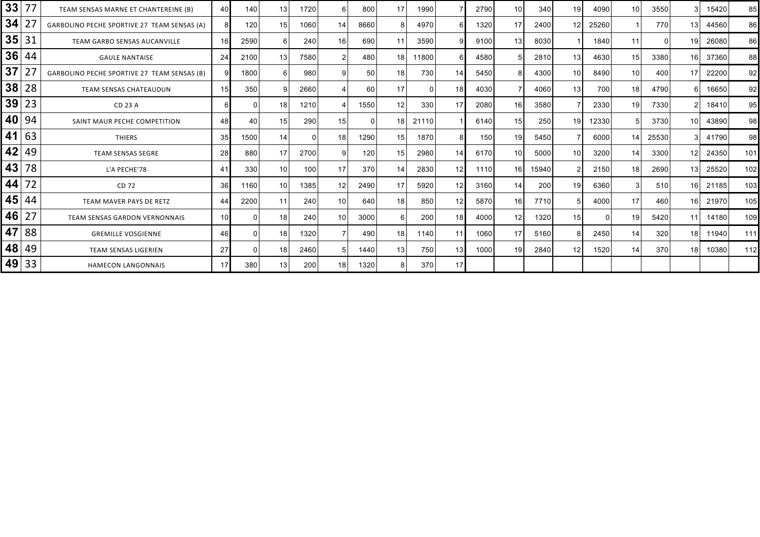| | | | | | | | | | | | | | | | | | | | | | |
|---|---|---|---|---|---|---|---|---|---|---|---|---|---|---|---|---|---|---|---|---|---|
| 33 | 77 | TEAM SENSAS MARNE ET CHANTEREINE (B) | 40 | 140 | 13 | 1720 | 6 | 800 | 17 | 1990 | 7 | 2790 | 10 | 340 | 19 | 4090 | 10 | 3550 | 3 | 15420 | 85 |
| 34 | 27 | GARBOLINO PECHE SPORTIVE 27 TEAM SENSAS (A) | 8 | 120 | 15 | 1060 | 14 | 8660 | 8 | 4970 | 6 | 1320 | 17 | 2400 | 12 | 25260 | 1 | 770 | 13 | 44560 | 86 |
| 35 | 31 | TEAM GARBO SENSAS AUCANVILLE | 16 | 2590 | 6 | 240 | 16 | 690 | 11 | 3590 | 9 | 9100 | 13 | 8030 | 1 | 1840 | 11 | 0 | 19 | 26080 | 86 |
| 36 | 44 | GAULE NANTAISE | 24 | 2100 | 13 | 7580 | 2 | 480 | 18 | 11800 | 6 | 4580 | 5 | 2810 | 13 | 4630 | 15 | 3380 | 16 | 37360 | 88 |
| 37 | 27 | GARBOLINO PECHE SPORTIVE 27 TEAM SENSAS (B) | 9 | 1800 | 6 | 980 | 9 | 50 | 18 | 730 | 14 | 5450 | 8 | 4300 | 10 | 8490 | 10 | 400 | 17 | 22200 | 92 |
| 38 | 28 | TEAM SENSAS CHATEAUDUN | 15 | 350 | 9 | 2660 | 4 | 60 | 17 | 0 | 18 | 4030 | 7 | 4060 | 13 | 700 | 18 | 4790 | 6 | 16650 | 92 |
| 39 | 23 | CD 23 A | 6 | 0 | 18 | 1210 | 4 | 1550 | 12 | 330 | 17 | 2080 | 16 | 3580 | 7 | 2330 | 19 | 7330 | 2 | 18410 | 95 |
| 40 | 94 | SAINT MAUR PECHE COMPETITION | 48 | 40 | 15 | 290 | 15 | 0 | 18 | 21110 | 1 | 6140 | 15 | 250 | 19 | 12330 | 5 | 3730 | 10 | 43890 | 98 |
| 41 | 63 | THIERS | 35 | 1500 | 14 | 0 | 18 | 1290 | 15 | 1870 | 8 | 150 | 19 | 5450 | 7 | 6000 | 14 | 25530 | 3 | 41790 | 98 |
| 42 | 49 | TEAM SENSAS SEGRE | 28 | 880 | 17 | 2700 | 9 | 120 | 15 | 2980 | 14 | 6170 | 10 | 5000 | 10 | 3200 | 14 | 3300 | 12 | 24350 | 101 |
| 43 | 78 | L'A PECHE'78 | 41 | 330 | 10 | 100 | 17 | 370 | 14 | 2830 | 12 | 1110 | 16 | 15940 | 2 | 2150 | 18 | 2690 | 13 | 25520 | 102 |
| 44 | 72 | CD 72 | 36 | 1160 | 10 | 1385 | 12 | 2490 | 17 | 5920 | 12 | 3160 | 14 | 200 | 19 | 6360 | 3 | 510 | 16 | 21185 | 103 |
| 45 | 44 | TEAM MAVER PAYS DE RETZ | 44 | 2200 | 11 | 240 | 10 | 640 | 18 | 850 | 12 | 5870 | 16 | 7710 | 5 | 4000 | 17 | 460 | 16 | 21970 | 105 |
| 46 | 27 | TEAM SENSAS GARDON VERNONNAIS | 10 | 0 | 18 | 240 | 10 | 3000 | 6 | 200 | 18 | 4000 | 12 | 1320 | 15 | 0 | 19 | 5420 | 11 | 14180 | 109 |
| 47 | 88 | GREMILLE VOSGIENNE | 46 | 0 | 18 | 1320 | 7 | 490 | 18 | 1140 | 11 | 1060 | 17 | 5160 | 8 | 2450 | 14 | 320 | 18 | 11940 | 111 |
| 48 | 49 | TEAM SENSAS LIGERIEN | 27 | 0 | 18 | 2460 | 5 | 1440 | 13 | 750 | 13 | 1000 | 19 | 2840 | 12 | 1520 | 14 | 370 | 18 | 10380 | 112 |
| 49 | 33 | HAMECON LANGONNAIS | 17 | 380 | 13 | 200 | 18 | 1320 | 8 | 370 | 17 | | | | | | | | | | |